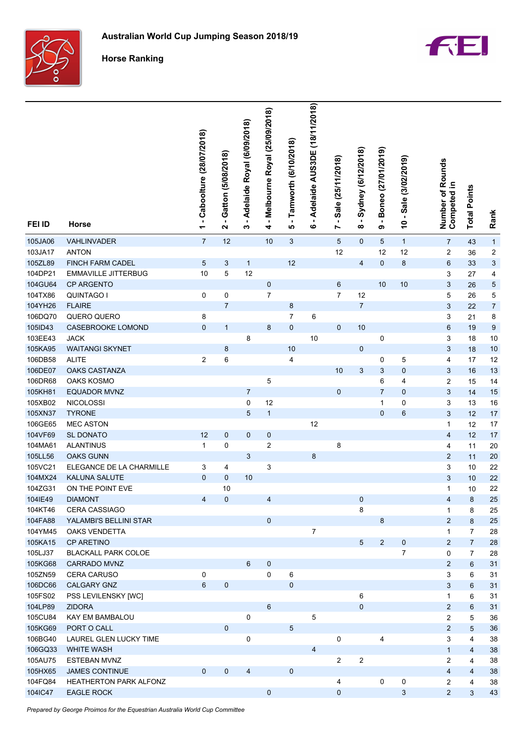# Australian World Cup Jumping Season 2018/19

## Horse Ranking

| FEI ID | Horse | 1 - Caboolture (28/07/2018) | 2 - Gatton (5/08/2018) | 3 - Adelaide Royal (6/09/2018) | 4 - Melbourne Royal (25/09/2018) | 5 - Tamworth (6/10/2018) | 6 - Adelaide AUS3DE (18/11/2018) | 7 - Sale (25/11/2018) | 8 - Sydney (6/12/2018) | 9 - Boneo (27/01/2019) | 10 - Sale (3/02/2019) | Number of Rounds Competed in | Total Points | Rank |
|---|---|---|---|---|---|---|---|---|---|---|---|---|---|---|
| 105JA06 | VAHLINVADER | 7 | 12 | | 10 | 3 | | 5 | 0 | 5 | 1 | 7 | 43 | 1 |
| 103JA17 | ANTON | | | | | | | 12 | | 12 | 12 | 2 | 36 | 2 |
| 105ZL89 | FINCH FARM CADEL | 5 | 3 | 1 | | 12 | | | 4 | 0 | 8 | 6 | 33 | 3 |
| 104DP21 | EMMAVILLE JITTERBUG | 10 | 5 | 12 | | | | | | | | 3 | 27 | 4 |
| 104GU64 | CP ARGENTO | | | | 0 | | | 6 | | 10 | 10 | 3 | 26 | 5 |
| 104TX86 | QUINTAGO I | 0 | 0 | | 7 | | | 7 | 12 | | | 5 | 26 | 5 |
| 104YH26 | FLAIRE | | 7 | | | 8 | | | 7 | | | 3 | 22 | 7 |
| 106DQ70 | QUERO QUERO | 8 | | | | 7 | 6 | | | | | 3 | 21 | 8 |
| 105ID43 | CASEBROOKE LOMOND | 0 | 1 | | 8 | 0 | | 0 | 10 | | | 6 | 19 | 9 |
| 103EE43 | JACK | | | 8 | | | 10 | | | 0 | | 3 | 18 | 10 |
| 105KA95 | WAITANGI SKYNET | | 8 | | | 10 | | | 0 | | | 3 | 18 | 10 |
| 106DB58 | ALITE | 2 | 6 | | | 4 | | | | 0 | 5 | 4 | 17 | 12 |
| 106DE07 | OAKS CASTANZA | | | | | | | 10 | 3 | 3 | 0 | 3 | 16 | 13 |
| 106DR68 | OAKS KOSMO | | | | 5 | | | | | 6 | 4 | 2 | 15 | 14 |
| 105KH81 | EQUADOR MVNZ | | | 7 | | | | 0 | | 7 | 0 | 3 | 14 | 15 |
| 105XB02 | NICOLOSSI | | | 0 | 12 | | | | | 1 | 0 | 3 | 13 | 16 |
| 105XN37 | TYRONE | | | 5 | 1 | | | | | 0 | 6 | 3 | 12 | 17 |
| 106GE65 | MEC ASTON | | | | | | 12 | | | | | 1 | 12 | 17 |
| 104VF69 | SL DONATO | 12 | 0 | 0 | 0 | | | | | | | 4 | 12 | 17 |
| 104MA61 | ALANTINUS | 1 | 0 | | 2 | | | 8 | | | | 4 | 11 | 20 |
| 105LL56 | OAKS GUNN | | | 3 | | | 8 | | | | | 2 | 11 | 20 |
| 105VC21 | ELEGANCE DE LA CHARMILLE | 3 | 4 | | 3 | | | | | | | 3 | 10 | 22 |
| 104MX24 | KALUNA SALUTE | 0 | 0 | 10 | | | | | | | | 3 | 10 | 22 |
| 104ZG31 | ON THE POINT EVE | | 10 | | | | | | | | | 1 | 10 | 22 |
| 104IE49 | DIAMONT | 4 | 0 | | 4 | | | | 0 | | | 4 | 8 | 25 |
| 104KT46 | CERA CASSIAGO | | | | | | | | 8 | | | 1 | 8 | 25 |
| 104FA88 | YALAMBI'S BELLINI STAR | | | | 0 | | | | | 8 | | 2 | 8 | 25 |
| 104YM45 | OAKS VENDETTA | | | | | | 7 | | | | | 1 | 7 | 28 |
| 105KA15 | CP ARETINO | | | | | | | | 5 | 2 | 0 | 2 | 7 | 28 |
| 105LJ37 | BLACKALL PARK COLOE | | | | | | | | | | 7 | 0 | 7 | 28 |
| 105KG68 | CARRADO MVNZ | | | 6 | 0 | | | | | | | 2 | 6 | 31 |
| 105ZN59 | CERA CARUSO | 0 | | | 0 | 6 | | | | | | 3 | 6 | 31 |
| 106DC66 | CALGARY GNZ | 6 | 0 | | | 0 | | | | | | 3 | 6 | 31 |
| 105FS02 | PSS LEVILENSKY [WC] | | | | | | | | 6 | | | 1 | 6 | 31 |
| 104LP89 | ZIDORA | | | | 6 | | | | 0 | | | 2 | 6 | 31 |
| 105CU84 | KAY EM BAMBALOU | | | 0 | | | 5 | | | | | 2 | 5 | 36 |
| 105KG69 | PORT O CALL | | 0 | | | 5 | | | | | | 2 | 5 | 36 |
| 106BG40 | LAUREL GLEN LUCKY TIME | | | 0 | | | | 0 | | 4 | | 3 | 4 | 38 |
| 106GQ33 | WHITE WASH | | | | | | 4 | | | | | 1 | 4 | 38 |
| 105AU75 | ESTEBAN MVNZ | | | | | | | 2 | 2 | | | 2 | 4 | 38 |
| 105HX65 | JAMES CONTINUE | 0 | 0 | 4 | | 0 | | | | | | 4 | 4 | 38 |
| 104FQ84 | HEATHERTON PARK ALFONZ | | | | | | | 4 | | 0 | 0 | 2 | 4 | 38 |
| 104IC47 | EAGLE ROCK | | | | 0 | | | 0 | | | 3 | 2 | 3 | 43 |

*Prepared by George Proimos for the Equestrian Australia World Cup Committee*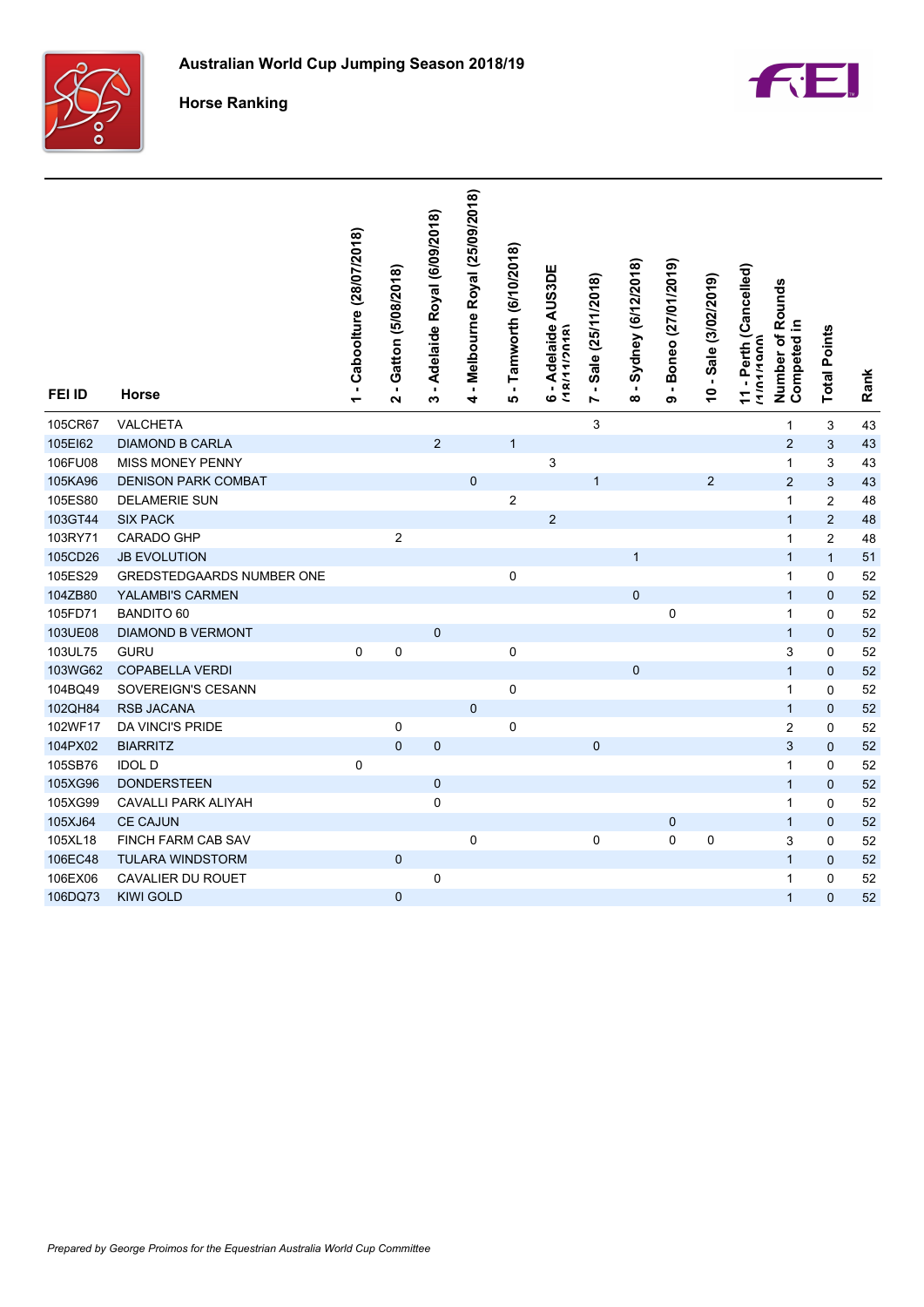# Australian World Cup Jumping Season 2018/19

## Horse Ranking

| FEI ID | Horse | 1 - Caboolture (28/07/2018) | 2 - Gatton (5/08/2018) | 3 - Adelaide Royal (6/09/2018) | 4 - Melbourne Royal (25/09/2018) | 5 - Tamworth (6/10/2018) | 6 - Adelaide AUS3DE (18/11/2018) | 7 - Sale (25/11/2018) | 8 - Sydney (6/12/2018) | 9 - Boneo (27/01/2019) | 10 - Sale (3/02/2019) | 11 - Perth (Cancelled) (1/01/1900) | Number of Rounds Competed in | Total Points | Rank |
|---|---|---|---|---|---|---|---|---|---|---|---|---|---|---|---|
| 105CR67 | VALCHETA | | | | | | | 3 | | | | | 1 | 3 | 43 |
| 105EI62 | DIAMOND B CARLA | | | 2 | | 1 | | | | | | | 2 | 3 | 43 |
| 106FU08 | MISS MONEY PENNY | | | | | | 3 | | | | | | 1 | 3 | 43 |
| 105KA96 | DENISON PARK COMBAT | | | | 0 | | | 1 | | | 2 | | 2 | 3 | 43 |
| 105ES80 | DELAMERIE SUN | | | | | 2 | | | | | | | 1 | 2 | 48 |
| 103GT44 | SIX PACK | | | | | | 2 | | | | | | 1 | 2 | 48 |
| 103RY71 | CARADO GHP | | 2 | | | | | | | | | | 1 | 2 | 48 |
| 105CD26 | JB EVOLUTION | | | | | | | | 1 | | | | 1 | 1 | 51 |
| 105ES29 | GREDSTEDGAARDS NUMBER ONE | | | | | 0 | | | | | | | 1 | 0 | 52 |
| 104ZB80 | YALAMBI'S CARMEN | | | | | | | | 0 | | | | 1 | 0 | 52 |
| 105FD71 | BANDITO 60 | | | | | | | | | 0 | | | 1 | 0 | 52 |
| 103UE08 | DIAMOND B VERMONT | | | 0 | | | | | | | | | 1 | 0 | 52 |
| 103UL75 | GURU | 0 | 0 | | | 0 | | | | | | | 3 | 0 | 52 |
| 103WG62 | COPABELLA VERDI | | | | | | | | 0 | | | | 1 | 0 | 52 |
| 104BQ49 | SOVEREIGN'S CESANN | | | | | 0 | | | | | | | 1 | 0 | 52 |
| 102QH84 | RSB JACANA | | | | 0 | | | | | | | | 1 | 0 | 52 |
| 102WF17 | DA VINCI'S PRIDE | | 0 | | | 0 | | | | | | | 2 | 0 | 52 |
| 104PX02 | BIARRITZ | | 0 | 0 | | | | 0 | | | | | 3 | 0 | 52 |
| 105SB76 | IDOL D | 0 | | | | | | | | | | | 1 | 0 | 52 |
| 105XG96 | DONDERSTEEN | | | 0 | | | | | | | | | 1 | 0 | 52 |
| 105XG99 | CAVALLI PARK ALIYAH | | | 0 | | | | | | | | | 1 | 0 | 52 |
| 105XJ64 | CE CAJUN | | | | | | | | | 0 | | | 1 | 0 | 52 |
| 105XL18 | FINCH FARM CAB SAV | | | | 0 | | | 0 | | 0 | 0 | | 3 | 0 | 52 |
| 106EC48 | TULARA WINDSTORM | | 0 | | | | | | | | | | 1 | 0 | 52 |
| 106EX06 | CAVALIER DU ROUET | | | 0 | | | | | | | | | 1 | 0 | 52 |
| 106DQ73 | KIWI GOLD | | 0 | | | | | | | | | | 1 | 0 | 52 |

*Prepared by George Proimos for the Equestrian Australia World Cup Committee*